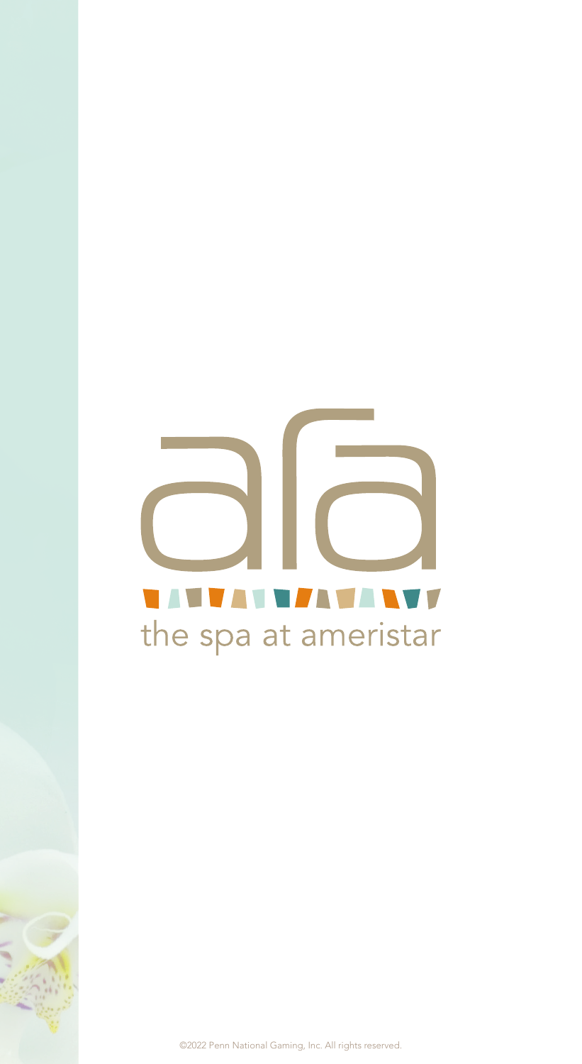# ara

the spa at ameristar

©2022 Penn National Gaming, Inc. All rights reserved.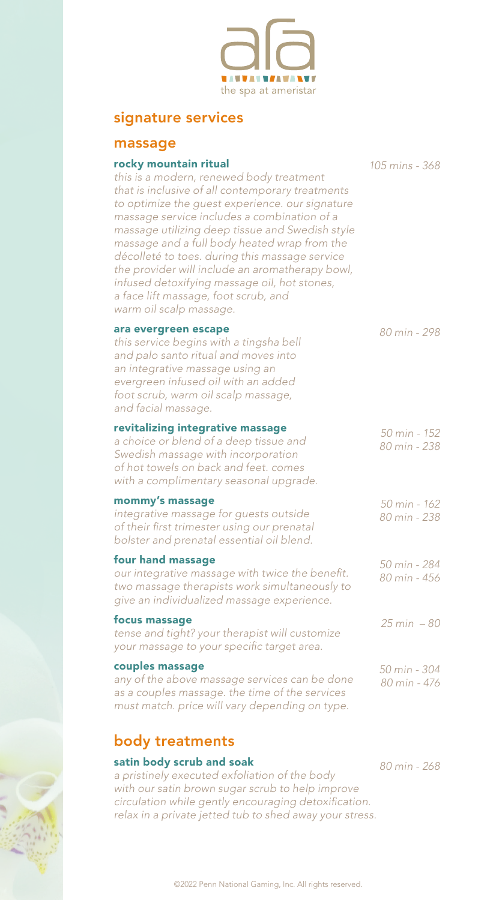ara

the spa at ameristar

## signature services

### massage

**rocky mountain ritual** — *105 mins - 368*

*this is a modern, renewed body treatment that is inclusive of all contemporary treatments to optimize the guest experience. our signature massage service includes a combination of a massage utilizing deep tissue and Swedish style massage and a full body heated wrap from the décolleté to toes. during this massage service the provider will include an aromatherapy bowl, infused detoxifying massage oil, hot stones, a face lift massage, foot scrub, and warm oil scalp massage.*

**ara evergreen escape** — *80 min - 298*

*this service begins with a tingsha bell and palo santo ritual and moves into an integrative massage using an evergreen infused oil with an added foot scrub, warm oil scalp massage, and facial massage.*

**revitalizing integrative massage** — *50 min - 152* / *80 min - 238*

*a choice or blend of a deep tissue and Swedish massage with incorporation of hot towels on back and feet. comes with a complimentary seasonal upgrade.*

**mommy's massage** — *50 min - 162* / *80 min - 238*

*integrative massage for guests outside of their first trimester using our prenatal bolster and prenatal essential oil blend.*

**four hand massage** — *50 min - 284* / *80 min - 456*

*our integrative massage with twice the benefit. two massage therapists work simultaneously to give an individualized massage experience.*

**focus massage** — *25 min – 80*

*tense and tight? your therapist will customize your massage to your specific target area.*

**couples massage** — *50 min - 304* / *80 min - 476*

*any of the above massage services can be done as a couples massage. the time of the services must match. price will vary depending on type.*

## body treatments

**satin body scrub and soak** — *80 min - 268*

*a pristinely executed exfoliation of the body with our satin brown sugar scrub to help improve circulation while gently encouraging detoxification. relax in a private jetted tub to shed away your stress.*

©2022 Penn National Gaming, Inc. All rights reserved.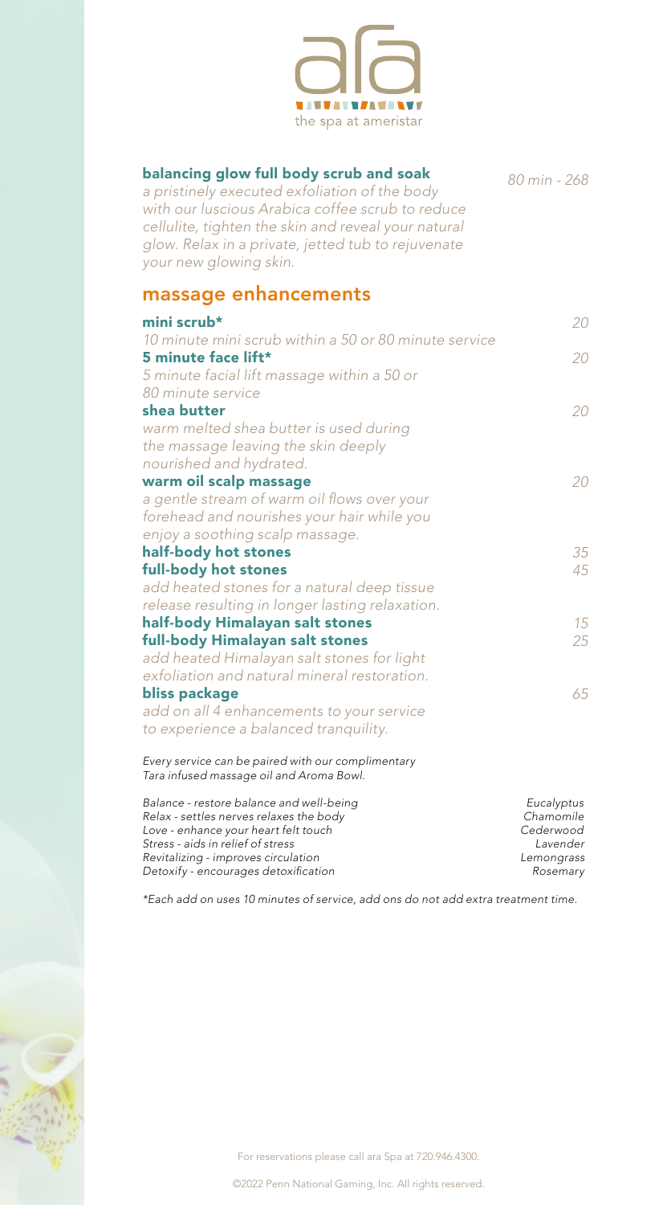ara
the spa at ameristar

### balancing glow full body scrub and soak

*80 min - 268*

*a pristinely executed exfoliation of the body with our luscious Arabica coffee scrub to reduce cellulite, tighten the skin and reveal your natural glow. Relax in a private, jetted tub to rejuvenate your new glowing skin.*

## massage enhancements

**mini scrub*** — *20*
*10 minute mini scrub within a 50 or 80 minute service*

**5 minute face lift*** — *20*
*5 minute facial lift massage within a 50 or 80 minute service*

**shea butter** — *20*
*warm melted shea butter is used during the massage leaving the skin deeply nourished and hydrated.*

**warm oil scalp massage** — *20*
*a gentle stream of warm oil flows over your forehead and nourishes your hair while you enjoy a soothing scalp massage.*

**half-body hot stones** — *35*
**full-body hot stones** — *45*
*add heated stones for a natural deep tissue release resulting in longer lasting relaxation.*

**half-body Himalayan salt stones** — *15*
**full-body Himalayan salt stones** — *25*
*add heated Himalayan salt stones for light exfoliation and natural mineral restoration.*

**bliss package** — *65*
*add on all 4 enhancements to your service to experience a balanced tranquility.*

*Every service can be paired with our complimentary Tara infused massage oil and Aroma Bowl.*

| | |
|---|---|
| *Balance - restore balance and well-being* | *Eucalyptus* |
| *Relax - settles nerves relaxes the body* | *Chamomile* |
| *Love - enhance your heart felt touch* | *Cederwood* |
| *Stress - aids in relief of stress* | *Lavender* |
| *Revitalizing - improves circulation* | *Lemongrass* |
| *Detoxify - encourages detoxification* | *Rosemary* |

**Each add on uses 10 minutes of service, add ons do not add extra treatment time.*

For reservations please call ara Spa at 720.946.4300.

©2022 Penn National Gaming, Inc. All rights reserved.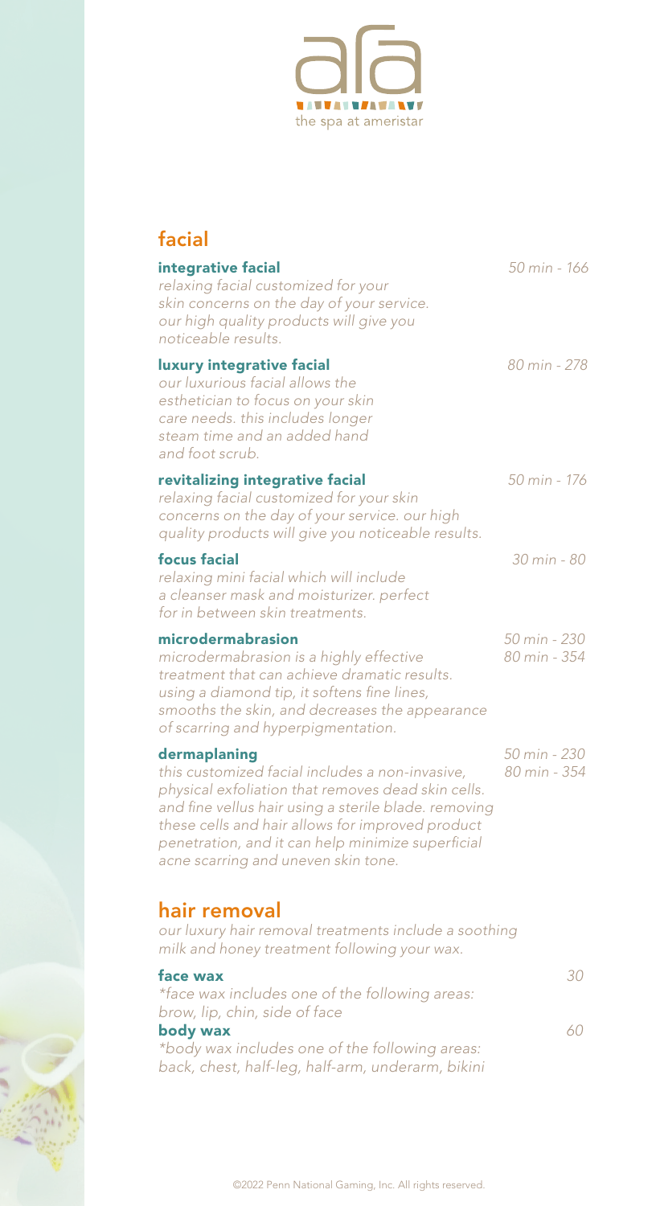afa

the spa at ameristar

## facial

**integrative facial** — *50 min - 166*

*relaxing facial customized for your skin concerns on the day of your service. our high quality products will give you noticeable results.*

**luxury integrative facial** — *80 min - 278*

*our luxurious facial allows the esthetician to focus on your skin care needs. this includes longer steam time and an added hand and foot scrub.*

**revitalizing integrative facial** — *50 min - 176*

*relaxing facial customized for your skin concerns on the day of your service. our high quality products will give you noticeable results.*

**focus facial** — *30 min - 80*

*relaxing mini facial which will include a cleanser mask and moisturizer. perfect for in between skin treatments.*

**microdermabrasion** — *50 min - 230* / *80 min - 354*

*microdermabrasion is a highly effective treatment that can achieve dramatic results. using a diamond tip, it softens fine lines, smooths the skin, and decreases the appearance of scarring and hyperpigmentation.*

**dermaplaning** — *50 min - 230* / *80 min - 354*

*this customized facial includes a non-invasive, physical exfoliation that removes dead skin cells. and fine vellus hair using a sterile blade. removing these cells and hair allows for improved product penetration, and it can help minimize superficial acne scarring and uneven skin tone.*

## hair removal

*our luxury hair removal treatments include a soothing milk and honey treatment following your wax.*

**face wax** — *30*

*\*face wax includes one of the following areas: brow, lip, chin, side of face*

**body wax** — *60*

*\*body wax includes one of the following areas: back, chest, half-leg, half-arm, underarm, bikini*

©2022 Penn National Gaming, Inc. All rights reserved.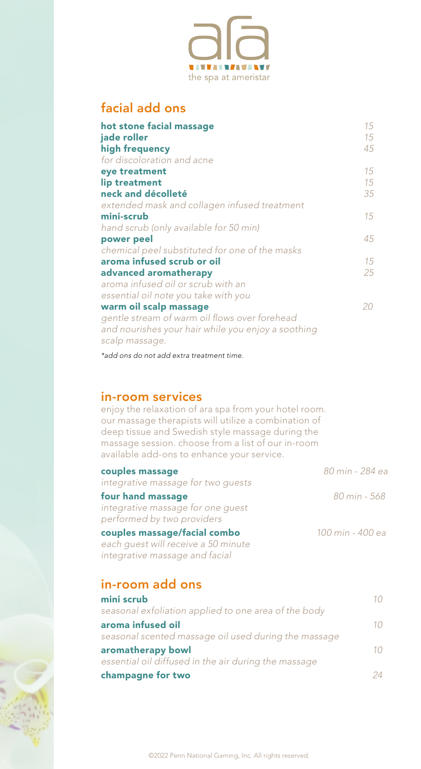ara

the spa at ameristar

## facial add ons

| | |
|---|---|
| **hot stone facial massage** | *15* |
| **jade roller** | *15* |
| **high frequency**<br>*for discoloration and acne* | *45* |
| **eye treatment** | *15* |
| **lip treatment** | *15* |
| **neck and décolleté**<br>*extended mask and collagen infused treatment* | *35* |
| **mini-scrub**<br>*hand scrub (only available for 50 min)* | *15* |
| **power peel**<br>*chemical peel substituted for one of the masks* | *45* |
| **aroma infused scrub or oil** | *15* |
| **advanced aromatherapy**<br>*aroma infused oil or scrub with an essential oil note you take with you* | *25* |
| **warm oil scalp massage**<br>*gentle stream of warm oil flows over forehead and nourishes your hair while you enjoy a soothing scalp massage.* | *20* |

*\*add ons do not add extra treatment time.*

## in-room services

enjoy the relaxation of ara spa from your hotel room. our massage therapists will utilize a combination of deep tissue and Swedish style massage during the massage session. choose from a list of our in-room available add-ons to enhance your service.

| | |
|---|---|
| **couples massage**<br>*integrative massage for two guests* | *80 min - 284 ea* |
| **four hand massage**<br>*integrative massage for one guest performed by two providers* | *80 min - 568* |
| **couples massage/facial combo**<br>*each guest will receive a 50 minute integrative massage and facial* | *100 min - 400 ea* |

## in-room add ons

| | |
|---|---|
| **mini scrub**<br>*seasonal exfoliation applied to one area of the body* | *10* |
| **aroma infused oil**<br>*seasonal scented massage oil used during the massage* | *10* |
| **aromatherapy bowl**<br>*essential oil diffused in the air during the massage* | *10* |
| **champagne for two** | *24* |

©2022 Penn National Gaming, Inc. All rights reserved.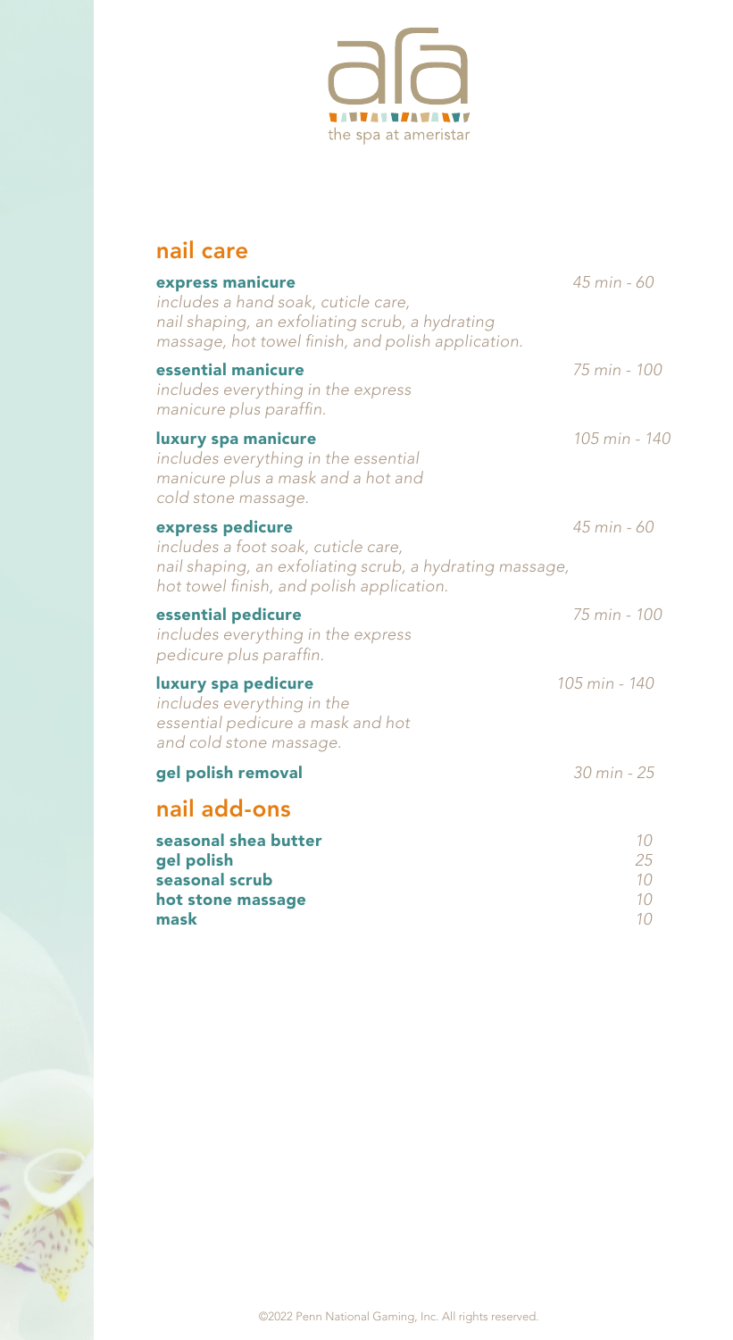afa

the spa at ameristar

## nail care

**express manicure** — *45 min - 60*
*includes a hand soak, cuticle care, nail shaping, an exfoliating scrub, a hydrating massage, hot towel finish, and polish application.*

**essential manicure** — *75 min - 100*
*includes everything in the express manicure plus paraffin.*

**luxury spa manicure** — *105 min - 140*
*includes everything in the essential manicure plus a mask and a hot and cold stone massage.*

**express pedicure** — *45 min - 60*
*includes a foot soak, cuticle care, nail shaping, an exfoliating scrub, a hydrating massage, hot towel finish, and polish application.*

**essential pedicure** — *75 min - 100*
*includes everything in the express pedicure plus paraffin.*

**luxury spa pedicure** — *105 min - 140*
*includes everything in the essential pedicure a mask and hot and cold stone massage.*

**gel polish removal** — *30 min - 25*

## nail add-ons

| | |
|---|---|
| **seasonal shea butter** | *10* |
| **gel polish** | *25* |
| **seasonal scrub** | *10* |
| **hot stone massage** | *10* |
| **mask** | *10* |

©2022 Penn National Gaming, Inc. All rights reserved.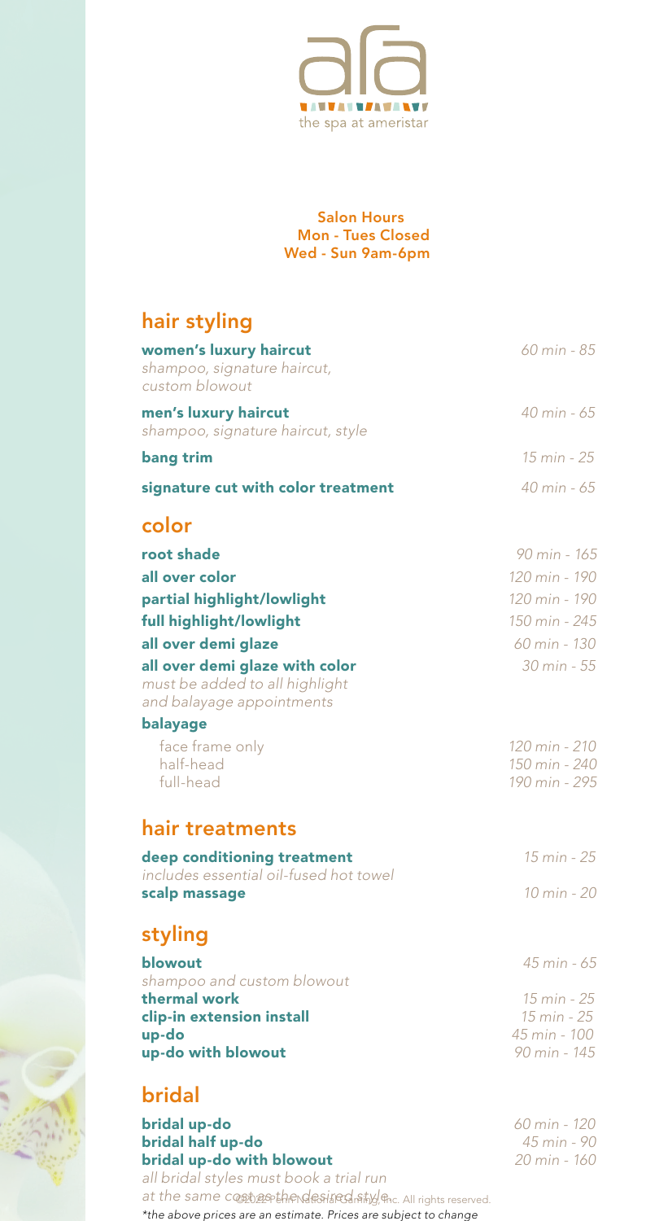afa

the spa at ameristar

**Salon Hours**
**Mon - Tues Closed**
**Wed - Sun 9am-6pm**

## hair styling

| | |
|---|---|
| **women's luxury haircut** *shampoo, signature haircut, custom blowout* | *60 min - 85* |
| **men's luxury haircut** *shampoo, signature haircut, style* | *40 min - 65* |
| **bang trim** | *15 min - 25* |
| **signature cut with color treatment** | *40 min - 65* |

## color

| | |
|---|---|
| **root shade** | *90 min - 165* |
| **all over color** | *120 min - 190* |
| **partial highlight/lowlight** | *120 min - 190* |
| **full highlight/lowlight** | *150 min - 245* |
| **all over demi glaze** | *60 min - 130* |
| **all over demi glaze with color** *must be added to all highlight and balayage appointments* | *30 min - 55* |
| **balayage** | |
| face frame only | *120 min - 210* |
| half-head | *150 min - 240* |
| full-head | *190 min - 295* |

## hair treatments

| | |
|---|---|
| **deep conditioning treatment** *includes essential oil-fused hot towel* | *15 min - 25* |
| **scalp massage** | *10 min - 20* |

## styling

| | |
|---|---|
| **blowout** *shampoo and custom blowout* | *45 min - 65* |
| **thermal work** | *15 min - 25* |
| **clip-in extension install** | *15 min - 25* |
| **up-do** | *45 min - 100* |
| **up-do with blowout** | *90 min - 145* |

## bridal

| | |
|---|---|
| **bridal up-do** | *60 min - 120* |
| **bridal half up-do** | *45 min - 90* |
| **bridal up-do with blowout** | *20 min - 160* |

*all bridal styles must book a trial run at the same cost as the desired style.*

©2025 Penn National Gaming, Inc. All rights reserved.

*\*the above prices are an estimate. Prices are subject to change*